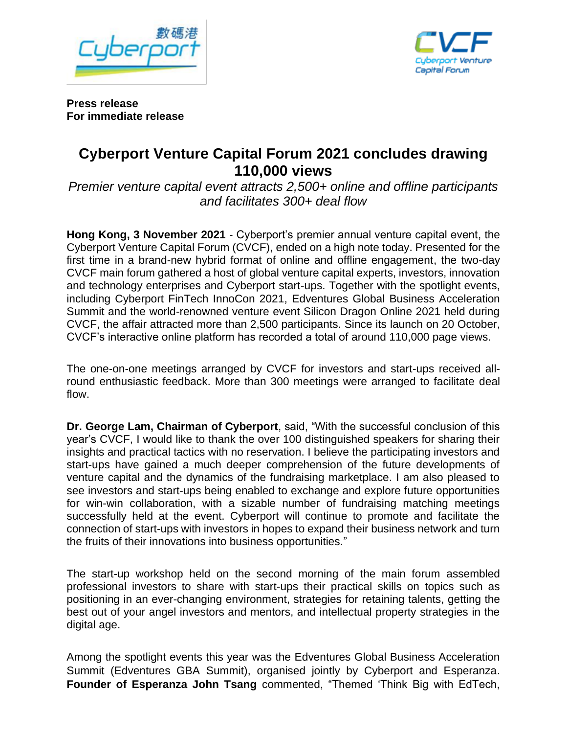**Press release**
**For immediate release**

# Cyberport Venture Capital Forum 2021 concludes drawing 110,000 views

*Premier venture capital event attracts 2,500+ online and offline participants and facilitates 300+ deal flow*

**Hong Kong, 3 November 2021** - Cyberport's premier annual venture capital event, the Cyberport Venture Capital Forum (CVCF), ended on a high note today. Presented for the first time in a brand-new hybrid format of online and offline engagement, the two-day CVCF main forum gathered a host of global venture capital experts, investors, innovation and technology enterprises and Cyberport start-ups. Together with the spotlight events, including Cyberport FinTech InnoCon 2021, Edventures Global Business Acceleration Summit and the world-renowned venture event Silicon Dragon Online 2021 held during CVCF, the affair attracted more than 2,500 participants. Since its launch on 20 October, CVCF's interactive online platform has recorded a total of around 110,000 page views.

The one-on-one meetings arranged by CVCF for investors and start-ups received all-round enthusiastic feedback. More than 300 meetings were arranged to facilitate deal flow.

**Dr. George Lam, Chairman of Cyberport**, said, "With the successful conclusion of this year's CVCF, I would like to thank the over 100 distinguished speakers for sharing their insights and practical tactics with no reservation. I believe the participating investors and start-ups have gained a much deeper comprehension of the future developments of venture capital and the dynamics of the fundraising marketplace. I am also pleased to see investors and start-ups being enabled to exchange and explore future opportunities for win-win collaboration, with a sizable number of fundraising matching meetings successfully held at the event. Cyberport will continue to promote and facilitate the connection of start-ups with investors in hopes to expand their business network and turn the fruits of their innovations into business opportunities."

The start-up workshop held on the second morning of the main forum assembled professional investors to share with start-ups their practical skills on topics such as positioning in an ever-changing environment, strategies for retaining talents, getting the best out of your angel investors and mentors, and intellectual property strategies in the digital age.

Among the spotlight events this year was the Edventures Global Business Acceleration Summit (Edventures GBA Summit), organised jointly by Cyberport and Esperanza. **Founder of Esperanza John Tsang** commented, "Themed 'Think Big with EdTech,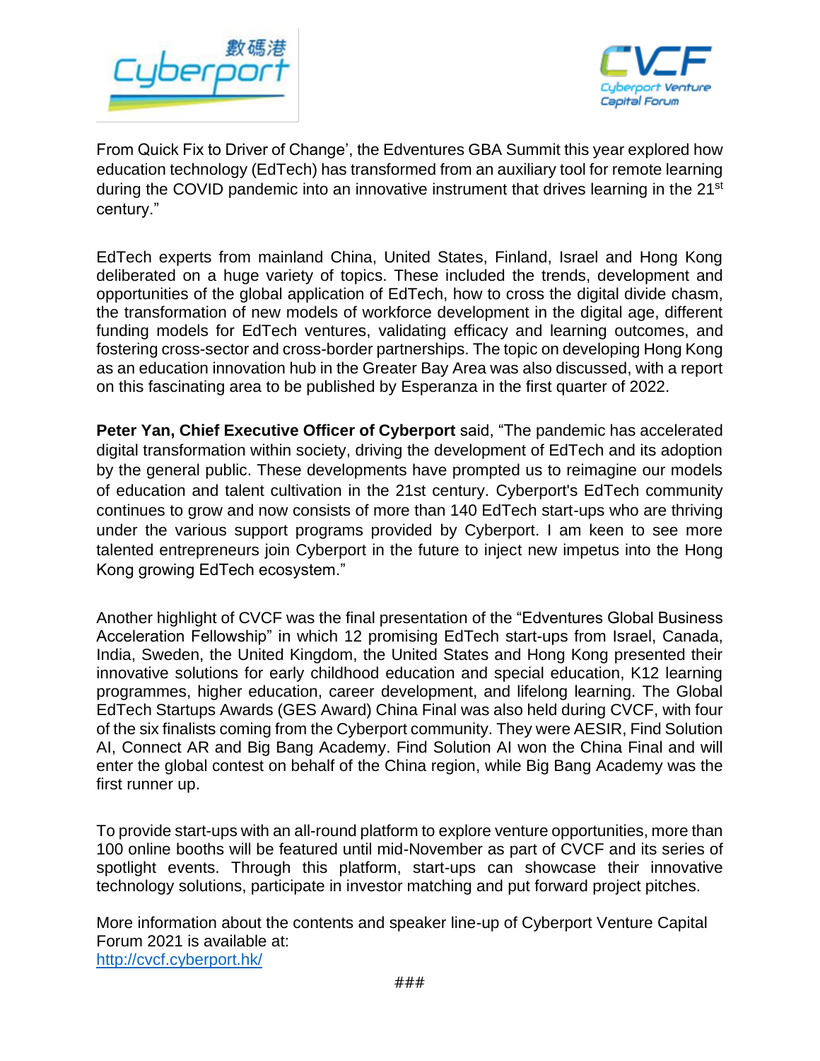From Quick Fix to Driver of Change', the Edventures GBA Summit this year explored how education technology (EdTech) has transformed from an auxiliary tool for remote learning during the COVID pandemic into an innovative instrument that drives learning in the 21st century."

EdTech experts from mainland China, United States, Finland, Israel and Hong Kong deliberated on a huge variety of topics. These included the trends, development and opportunities of the global application of EdTech, how to cross the digital divide chasm, the transformation of new models of workforce development in the digital age, different funding models for EdTech ventures, validating efficacy and learning outcomes, and fostering cross-sector and cross-border partnerships. The topic on developing Hong Kong as an education innovation hub in the Greater Bay Area was also discussed, with a report on this fascinating area to be published by Esperanza in the first quarter of 2022.

**Peter Yan, Chief Executive Officer of Cyberport** said, "The pandemic has accelerated digital transformation within society, driving the development of EdTech and its adoption by the general public. These developments have prompted us to reimagine our models of education and talent cultivation in the 21st century. Cyberport's EdTech community continues to grow and now consists of more than 140 EdTech start-ups who are thriving under the various support programs provided by Cyberport. I am keen to see more talented entrepreneurs join Cyberport in the future to inject new impetus into the Hong Kong growing EdTech ecosystem."

Another highlight of CVCF was the final presentation of the "Edventures Global Business Acceleration Fellowship" in which 12 promising EdTech start-ups from Israel, Canada, India, Sweden, the United Kingdom, the United States and Hong Kong presented their innovative solutions for early childhood education and special education, K12 learning programmes, higher education, career development, and lifelong learning. The Global EdTech Startups Awards (GES Award) China Final was also held during CVCF, with four of the six finalists coming from the Cyberport community. They were AESIR, Find Solution AI, Connect AR and Big Bang Academy. Find Solution AI won the China Final and will enter the global contest on behalf of the China region, while Big Bang Academy was the first runner up.

To provide start-ups with an all-round platform to explore venture opportunities, more than 100 online booths will be featured until mid-November as part of CVCF and its series of spotlight events. Through this platform, start-ups can showcase their innovative technology solutions, participate in investor matching and put forward project pitches.

More information about the contents and speaker line-up of Cyberport Venture Capital Forum 2021 is available at:
http://cvcf.cyberport.hk/

###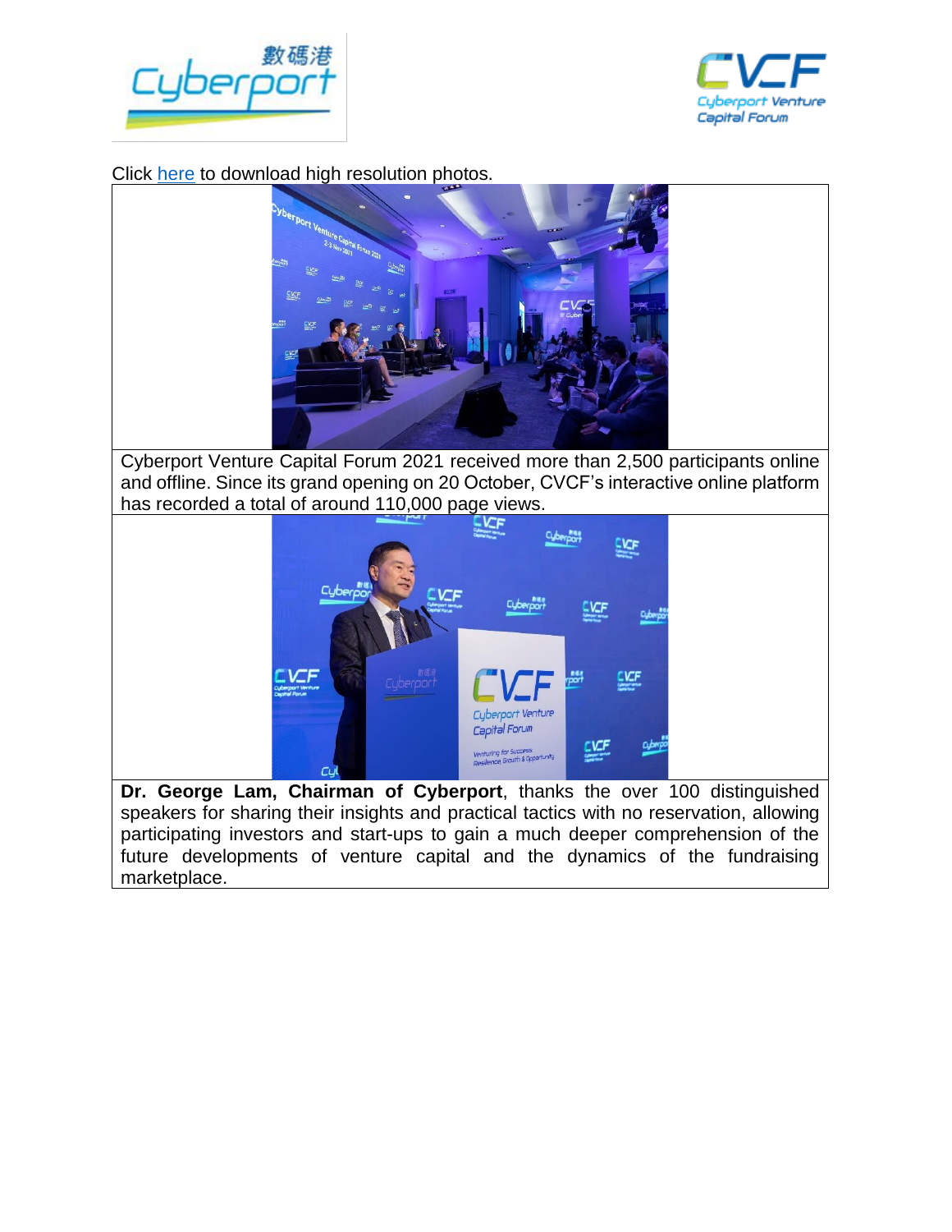Click [here]() to download high resolution photos.

| |
|---|
| Cyberport Venture Capital Forum 2021 received more than 2,500 participants online and offline. Since its grand opening on 20 October, CVCF's interactive online platform has recorded a total of around 110,000 page views. |
| **Dr. George Lam, Chairman of Cyberport**, thanks the over 100 distinguished speakers for sharing their insights and practical tactics with no reservation, allowing participating investors and start-ups to gain a much deeper comprehension of the future developments of venture capital and the dynamics of the fundraising marketplace. |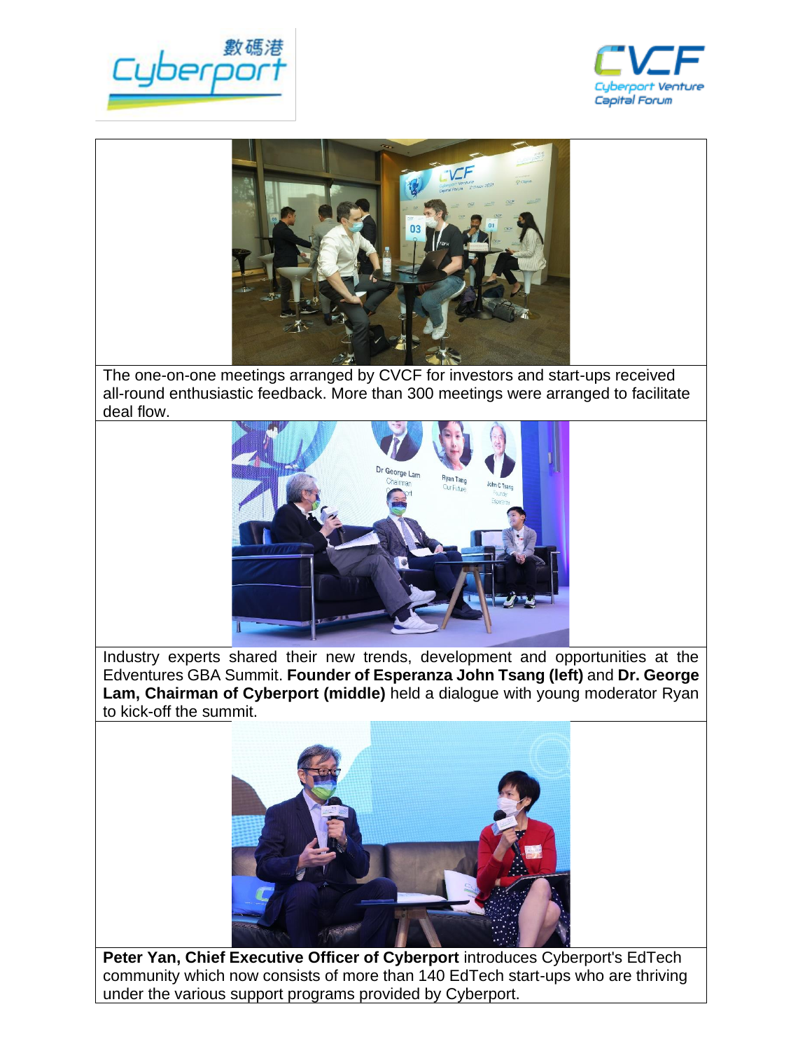The one-on-one meetings arranged by CVCF for investors and start-ups received all-round enthusiastic feedback. More than 300 meetings were arranged to facilitate deal flow.

Industry experts shared their new trends, development and opportunities at the Edventures GBA Summit. **Founder of Esperanza John Tsang (left)** and **Dr. George Lam, Chairman of Cyberport (middle)** held a dialogue with young moderator Ryan to kick-off the summit.

**Peter Yan, Chief Executive Officer of Cyberport** introduces Cyberport's EdTech community which now consists of more than 140 EdTech start-ups who are thriving under the various support programs provided by Cyberport.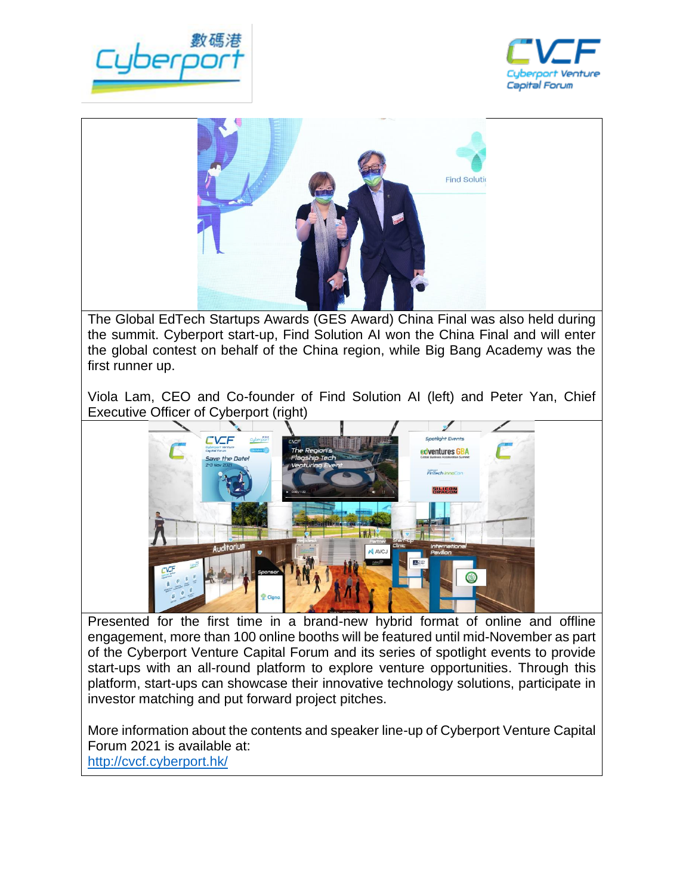The Global EdTech Startups Awards (GES Award) China Final was also held during the summit. Cyberport start-up, Find Solution AI won the China Final and will enter the global contest on behalf of the China region, while Big Bang Academy was the first runner up.

Viola Lam, CEO and Co-founder of Find Solution AI (left) and Peter Yan, Chief Executive Officer of Cyberport (right)

Presented for the first time in a brand-new hybrid format of online and offline engagement, more than 100 online booths will be featured until mid-November as part of the Cyberport Venture Capital Forum and its series of spotlight events to provide start-ups with an all-round platform to explore venture opportunities. Through this platform, start-ups can showcase their innovative technology solutions, participate in investor matching and put forward project pitches.

More information about the contents and speaker line-up of Cyberport Venture Capital Forum 2021 is available at:
http://cvcf.cyberport.hk/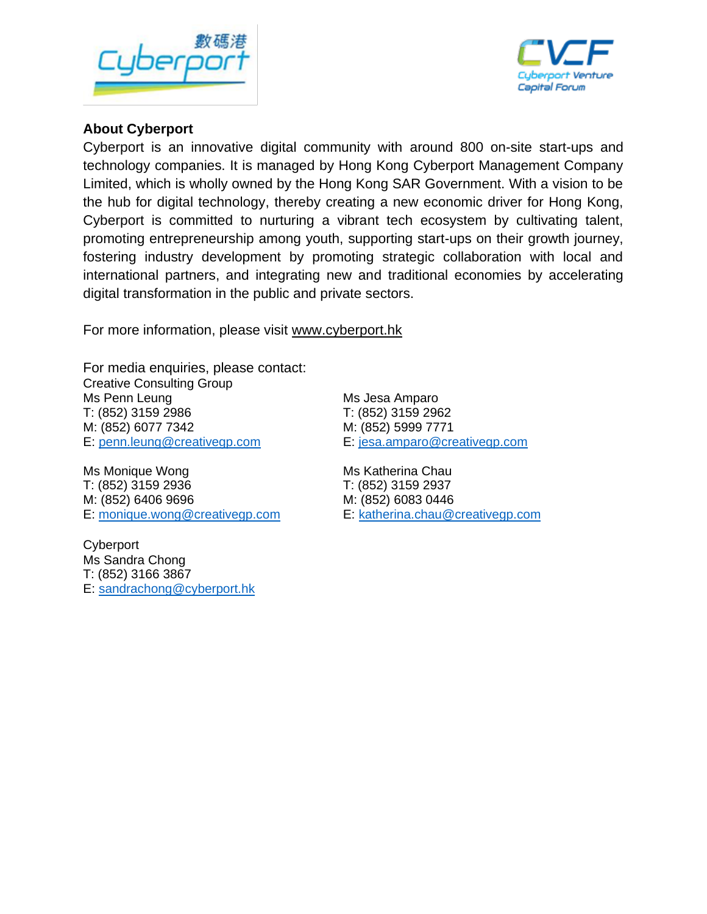**About Cyberport**

Cyberport is an innovative digital community with around 800 on-site start-ups and technology companies. It is managed by Hong Kong Cyberport Management Company Limited, which is wholly owned by the Hong Kong SAR Government. With a vision to be the hub for digital technology, thereby creating a new economic driver for Hong Kong, Cyberport is committed to nurturing a vibrant tech ecosystem by cultivating talent, promoting entrepreneurship among youth, supporting start-ups on their growth journey, fostering industry development by promoting strategic collaboration with local and international partners, and integrating new and traditional economies by accelerating digital transformation in the public and private sectors.

For more information, please visit www.cyberport.hk

For media enquiries, please contact:

Creative Consulting Group

Ms Penn Leung
T: (852) 3159 2986
M: (852) 6077 7342
E: penn.leung@creativegp.com

Ms Jesa Amparo
T: (852) 3159 2962
M: (852) 5999 7771
E: jesa.amparo@creativegp.com

Ms Monique Wong
T: (852) 3159 2936
M: (852) 6406 9696
E: monique.wong@creativegp.com

Ms Katherina Chau
T: (852) 3159 2937
M: (852) 6083 0446
E: katherina.chau@creativegp.com

Cyberport

Ms Sandra Chong
T: (852) 3166 3867
E: sandrachong@cyberport.hk